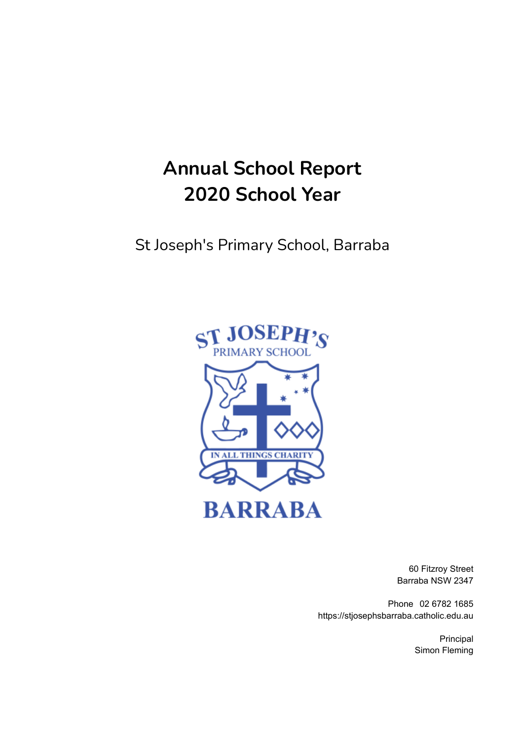# Annual School Report
# 2020 School Year

St Joseph's Primary School, Barraba

60 Fitzroy Street
Barraba NSW 2347

Phone 02 6782 1685
https://stjosephsbarraba.catholic.edu.au

Principal
Simon Fleming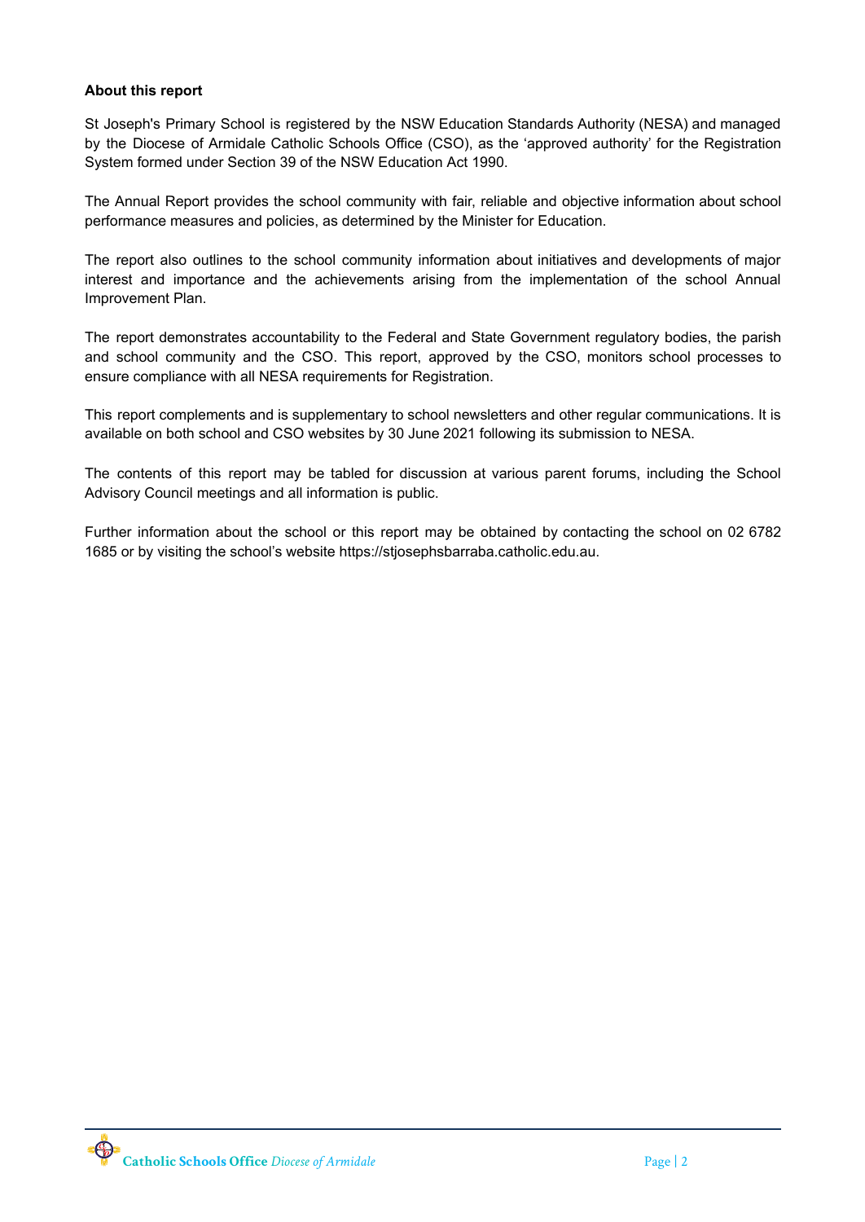**About this report**

St Joseph's Primary School is registered by the NSW Education Standards Authority (NESA) and managed by the Diocese of Armidale Catholic Schools Office (CSO), as the 'approved authority' for the Registration System formed under Section 39 of the NSW Education Act 1990.

The Annual Report provides the school community with fair, reliable and objective information about school performance measures and policies, as determined by the Minister for Education.

The report also outlines to the school community information about initiatives and developments of major interest and importance and the achievements arising from the implementation of the school Annual Improvement Plan.

The report demonstrates accountability to the Federal and State Government regulatory bodies, the parish and school community and the CSO. This report, approved by the CSO, monitors school processes to ensure compliance with all NESA requirements for Registration.

This report complements and is supplementary to school newsletters and other regular communications. It is available on both school and CSO websites by 30 June 2021 following its submission to NESA.

The contents of this report may be tabled for discussion at various parent forums, including the School Advisory Council meetings and all information is public.

Further information about the school or this report may be obtained by contacting the school on 02 6782 1685 or by visiting the school's website https://stjosephsbarraba.catholic.edu.au.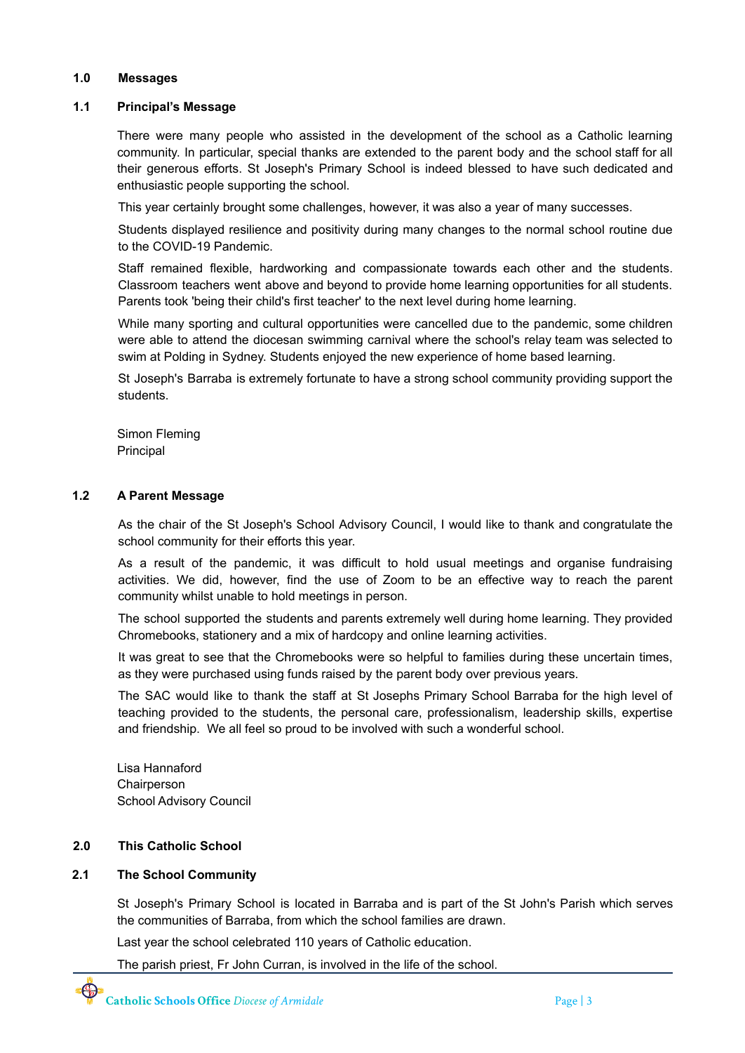# 1.0 Messages

## 1.1 Principal's Message

There were many people who assisted in the development of the school as a Catholic learning community. In particular, special thanks are extended to the parent body and the school staff for all their generous efforts. St Joseph's Primary School is indeed blessed to have such dedicated and enthusiastic people supporting the school.

This year certainly brought some challenges, however, it was also a year of many successes.

Students displayed resilience and positivity during many changes to the normal school routine due to the COVID-19 Pandemic.

Staff remained flexible, hardworking and compassionate towards each other and the students. Classroom teachers went above and beyond to provide home learning opportunities for all students. Parents took 'being their child's first teacher' to the next level during home learning.

While many sporting and cultural opportunities were cancelled due to the pandemic, some children were able to attend the diocesan swimming carnival where the school's relay team was selected to swim at Polding in Sydney. Students enjoyed the new experience of home based learning.

St Joseph's Barraba is extremely fortunate to have a strong school community providing support the students.

Simon Fleming
Principal

## 1.2 A Parent Message

As the chair of the St Joseph's School Advisory Council, I would like to thank and congratulate the school community for their efforts this year.

As a result of the pandemic, it was difficult to hold usual meetings and organise fundraising activities. We did, however, find the use of Zoom to be an effective way to reach the parent community whilst unable to hold meetings in person.

The school supported the students and parents extremely well during home learning. They provided Chromebooks, stationery and a mix of hardcopy and online learning activities.

It was great to see that the Chromebooks were so helpful to families during these uncertain times, as they were purchased using funds raised by the parent body over previous years.

The SAC would like to thank the staff at St Josephs Primary School Barraba for the high level of teaching provided to the students, the personal care, professionalism, leadership skills, expertise and friendship. We all feel so proud to be involved with such a wonderful school.

Lisa Hannaford
Chairperson
School Advisory Council

# 2.0 This Catholic School

## 2.1 The School Community

St Joseph's Primary School is located in Barraba and is part of the St John's Parish which serves the communities of Barraba, from which the school families are drawn.

Last year the school celebrated 110 years of Catholic education.

The parish priest, Fr John Curran, is involved in the life of the school.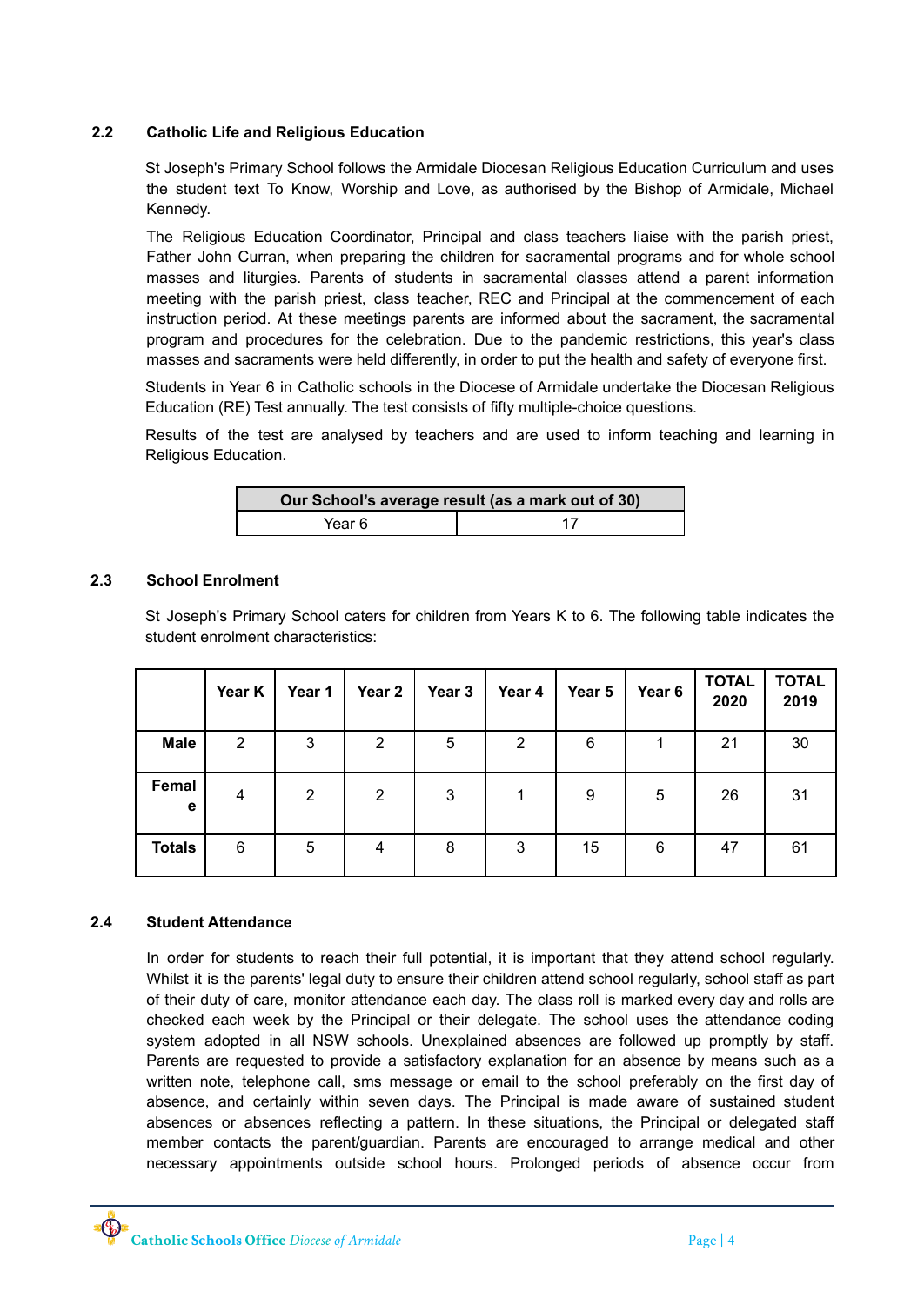## 2.2 Catholic Life and Religious Education

St Joseph's Primary School follows the Armidale Diocesan Religious Education Curriculum and uses the student text To Know, Worship and Love, as authorised by the Bishop of Armidale, Michael Kennedy.

The Religious Education Coordinator, Principal and class teachers liaise with the parish priest, Father John Curran, when preparing the children for sacramental programs and for whole school masses and liturgies. Parents of students in sacramental classes attend a parent information meeting with the parish priest, class teacher, REC and Principal at the commencement of each instruction period. At these meetings parents are informed about the sacrament, the sacramental program and procedures for the celebration. Due to the pandemic restrictions, this year's class masses and sacraments were held differently, in order to put the health and safety of everyone first.

Students in Year 6 in Catholic schools in the Diocese of Armidale undertake the Diocesan Religious Education (RE) Test annually. The test consists of fifty multiple-choice questions.

Results of the test are analysed by teachers and are used to inform teaching and learning in Religious Education.

| Our School's average result (as a mark out of 30) | |
|---|---|
| Year 6 | 17 |

## 2.3 School Enrolment

St Joseph's Primary School caters for children from Years K to 6. The following table indicates the student enrolment characteristics:

| | Year K | Year 1 | Year 2 | Year 3 | Year 4 | Year 5 | Year 6 | TOTAL 2020 | TOTAL 2019 |
|---|---|---|---|---|---|---|---|---|---|
| **Male** | 2 | 3 | 2 | 5 | 2 | 6 | 1 | 21 | 30 |
| **Female** | 4 | 2 | 2 | 3 | 1 | 9 | 5 | 26 | 31 |
| **Totals** | 6 | 5 | 4 | 8 | 3 | 15 | 6 | 47 | 61 |

## 2.4 Student Attendance

In order for students to reach their full potential, it is important that they attend school regularly. Whilst it is the parents' legal duty to ensure their children attend school regularly, school staff as part of their duty of care, monitor attendance each day. The class roll is marked every day and rolls are checked each week by the Principal or their delegate. The school uses the attendance coding system adopted in all NSW schools. Unexplained absences are followed up promptly by staff. Parents are requested to provide a satisfactory explanation for an absence by means such as a written note, telephone call, sms message or email to the school preferably on the first day of absence, and certainly within seven days. The Principal is made aware of sustained student absences or absences reflecting a pattern. In these situations, the Principal or delegated staff member contacts the parent/guardian. Parents are encouraged to arrange medical and other necessary appointments outside school hours. Prolonged periods of absence occur from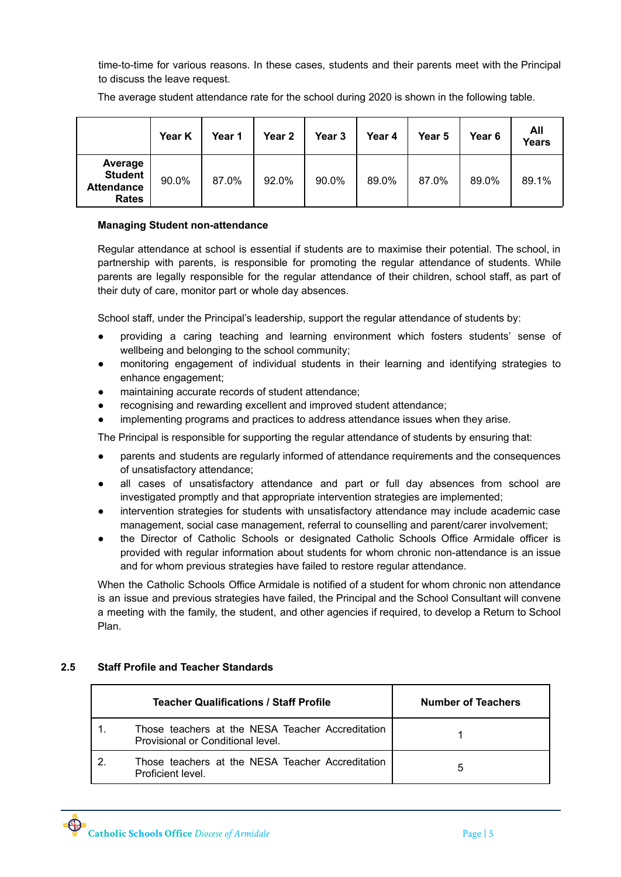time-to-time for various reasons. In these cases, students and their parents meet with the Principal to discuss the leave request.

The average student attendance rate for the school during 2020 is shown in the following table.

| | Year K | Year 1 | Year 2 | Year 3 | Year 4 | Year 5 | Year 6 | All Years |
|---|---|---|---|---|---|---|---|---|
| **Average Student Attendance Rates** | 90.0% | 87.0% | 92.0% | 90.0% | 89.0% | 87.0% | 89.0% | 89.1% |

**Managing Student non-attendance**

Regular attendance at school is essential if students are to maximise their potential. The school, in partnership with parents, is responsible for promoting the regular attendance of students. While parents are legally responsible for the regular attendance of their children, school staff, as part of their duty of care, monitor part or whole day absences.

School staff, under the Principal's leadership, support the regular attendance of students by:

- providing a caring teaching and learning environment which fosters students' sense of wellbeing and belonging to the school community;
- monitoring engagement of individual students in their learning and identifying strategies to enhance engagement;
- maintaining accurate records of student attendance;
- recognising and rewarding excellent and improved student attendance;
- implementing programs and practices to address attendance issues when they arise.

The Principal is responsible for supporting the regular attendance of students by ensuring that:

- parents and students are regularly informed of attendance requirements and the consequences of unsatisfactory attendance;
- all cases of unsatisfactory attendance and part or full day absences from school are investigated promptly and that appropriate intervention strategies are implemented;
- intervention strategies for students with unsatisfactory attendance may include academic case management, social case management, referral to counselling and parent/carer involvement;
- the Director of Catholic Schools or designated Catholic Schools Office Armidale officer is provided with regular information about students for whom chronic non-attendance is an issue and for whom previous strategies have failed to restore regular attendance.

When the Catholic Schools Office Armidale is notified of a student for whom chronic non attendance is an issue and previous strategies have failed, the Principal and the School Consultant will convene a meeting with the family, the student, and other agencies if required, to develop a Return to School Plan.

## 2.5 Staff Profile and Teacher Standards

| Teacher Qualifications / Staff Profile | Number of Teachers |
|---|---|
| 1. Those teachers at the NESA Teacher Accreditation Provisional or Conditional level. | 1 |
| 2. Those teachers at the NESA Teacher Accreditation Proficient level. | 5 |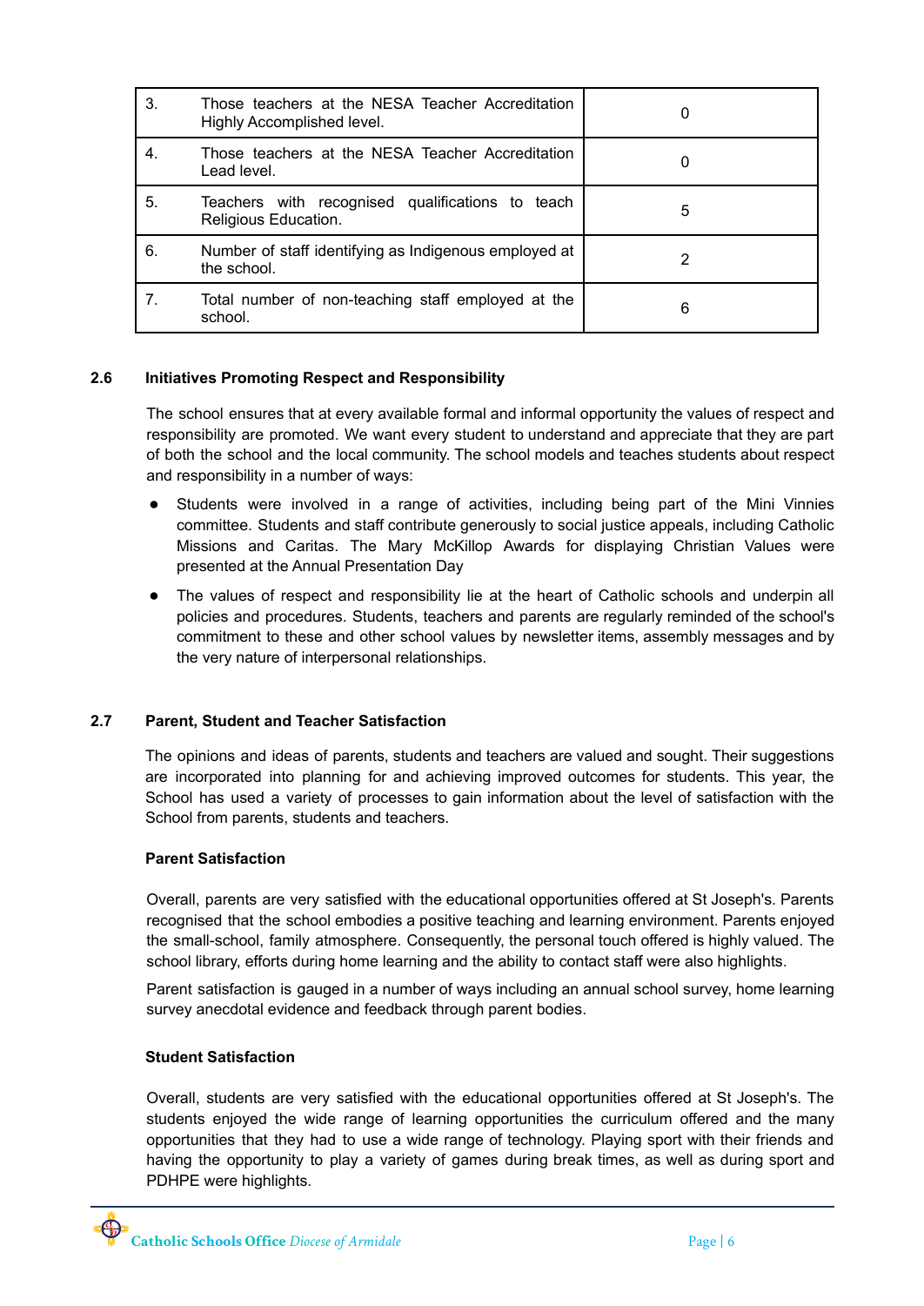| | | |
|---|---|---|
| 3. | Those teachers at the NESA Teacher Accreditation Highly Accomplished level. | 0 |
| 4. | Those teachers at the NESA Teacher Accreditation Lead level. | 0 |
| 5. | Teachers with recognised qualifications to teach Religious Education. | 5 |
| 6. | Number of staff identifying as Indigenous employed at the school. | 2 |
| 7. | Total number of non-teaching staff employed at the school. | 6 |

## 2.6 Initiatives Promoting Respect and Responsibility

The school ensures that at every available formal and informal opportunity the values of respect and responsibility are promoted. We want every student to understand and appreciate that they are part of both the school and the local community. The school models and teaches students about respect and responsibility in a number of ways:

- Students were involved in a range of activities, including being part of the Mini Vinnies committee. Students and staff contribute generously to social justice appeals, including Catholic Missions and Caritas. The Mary McKillop Awards for displaying Christian Values were presented at the Annual Presentation Day
- The values of respect and responsibility lie at the heart of Catholic schools and underpin all policies and procedures. Students, teachers and parents are regularly reminded of the school's commitment to these and other school values by newsletter items, assembly messages and by the very nature of interpersonal relationships.

## 2.7 Parent, Student and Teacher Satisfaction

The opinions and ideas of parents, students and teachers are valued and sought. Their suggestions are incorporated into planning for and achieving improved outcomes for students. This year, the School has used a variety of processes to gain information about the level of satisfaction with the School from parents, students and teachers.

### Parent Satisfaction

Overall, parents are very satisfied with the educational opportunities offered at St Joseph's. Parents recognised that the school embodies a positive teaching and learning environment. Parents enjoyed the small-school, family atmosphere. Consequently, the personal touch offered is highly valued. The school library, efforts during home learning and the ability to contact staff were also highlights.

Parent satisfaction is gauged in a number of ways including an annual school survey, home learning survey anecdotal evidence and feedback through parent bodies.

### Student Satisfaction

Overall, students are very satisfied with the educational opportunities offered at St Joseph's. The students enjoyed the wide range of learning opportunities the curriculum offered and the many opportunities that they had to use a wide range of technology. Playing sport with their friends and having the opportunity to play a variety of games during break times, as well as during sport and PDHPE were highlights.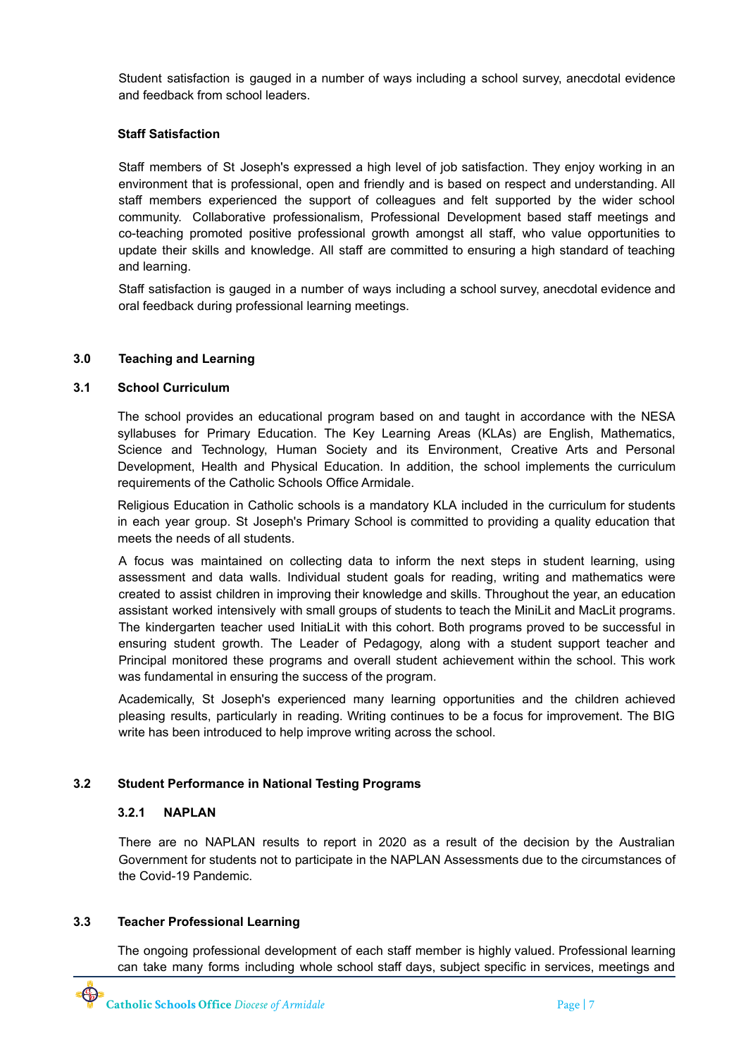Student satisfaction is gauged in a number of ways including a school survey, anecdotal evidence and feedback from school leaders.

**Staff Satisfaction**

Staff members of St Joseph's expressed a high level of job satisfaction. They enjoy working in an environment that is professional, open and friendly and is based on respect and understanding. All staff members experienced the support of colleagues and felt supported by the wider school community. Collaborative professionalism, Professional Development based staff meetings and co-teaching promoted positive professional growth amongst all staff, who value opportunities to update their skills and knowledge. All staff are committed to ensuring a high standard of teaching and learning.

Staff satisfaction is gauged in a number of ways including a school survey, anecdotal evidence and oral feedback during professional learning meetings.

## 3.0 Teaching and Learning

### 3.1 School Curriculum

The school provides an educational program based on and taught in accordance with the NESA syllabuses for Primary Education. The Key Learning Areas (KLAs) are English, Mathematics, Science and Technology, Human Society and its Environment, Creative Arts and Personal Development, Health and Physical Education. In addition, the school implements the curriculum requirements of the Catholic Schools Office Armidale.

Religious Education in Catholic schools is a mandatory KLA included in the curriculum for students in each year group. St Joseph's Primary School is committed to providing a quality education that meets the needs of all students.

A focus was maintained on collecting data to inform the next steps in student learning, using assessment and data walls. Individual student goals for reading, writing and mathematics were created to assist children in improving their knowledge and skills. Throughout the year, an education assistant worked intensively with small groups of students to teach the MiniLit and MacLit programs. The kindergarten teacher used InitiaLit with this cohort. Both programs proved to be successful in ensuring student growth. The Leader of Pedagogy, along with a student support teacher and Principal monitored these programs and overall student achievement within the school. This work was fundamental in ensuring the success of the program.

Academically, St Joseph's experienced many learning opportunities and the children achieved pleasing results, particularly in reading. Writing continues to be a focus for improvement. The BIG write has been introduced to help improve writing across the school.

### 3.2 Student Performance in National Testing Programs

#### 3.2.1 NAPLAN

There are no NAPLAN results to report in 2020 as a result of the decision by the Australian Government for students not to participate in the NAPLAN Assessments due to the circumstances of the Covid-19 Pandemic.

### 3.3 Teacher Professional Learning

The ongoing professional development of each staff member is highly valued. Professional learning can take many forms including whole school staff days, subject specific in services, meetings and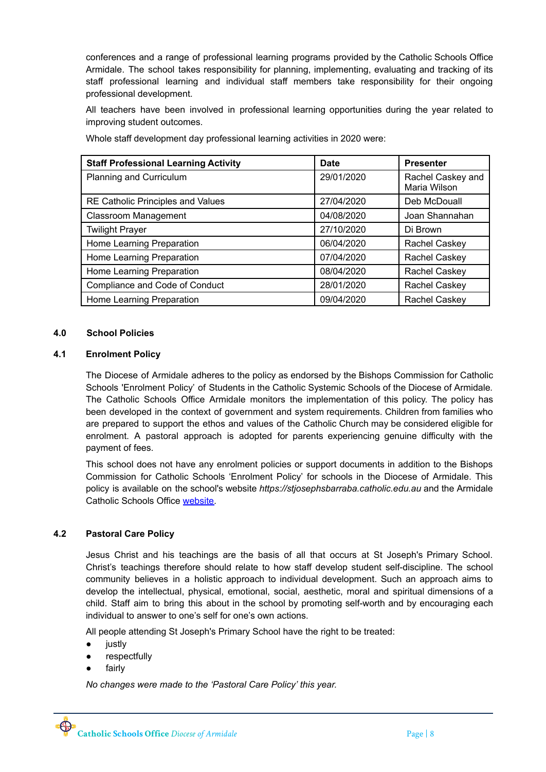conferences and a range of professional learning programs provided by the Catholic Schools Office Armidale. The school takes responsibility for planning, implementing, evaluating and tracking of its staff professional learning and individual staff members take responsibility for their ongoing professional development.

All teachers have been involved in professional learning opportunities during the year related to improving student outcomes.

Whole staff development day professional learning activities in 2020 were:

| Staff Professional Learning Activity | Date | Presenter |
|---|---|---|
| Planning and Curriculum | 29/01/2020 | Rachel Caskey and Maria Wilson |
| RE Catholic Principles and Values | 27/04/2020 | Deb McDouall |
| Classroom Management | 04/08/2020 | Joan Shannahan |
| Twilight Prayer | 27/10/2020 | Di Brown |
| Home Learning Preparation | 06/04/2020 | Rachel Caskey |
| Home Learning Preparation | 07/04/2020 | Rachel Caskey |
| Home Learning Preparation | 08/04/2020 | Rachel Caskey |
| Compliance and Code of Conduct | 28/01/2020 | Rachel Caskey |
| Home Learning Preparation | 09/04/2020 | Rachel Caskey |

## 4.0 School Policies

### 4.1 Enrolment Policy

The Diocese of Armidale adheres to the policy as endorsed by the Bishops Commission for Catholic Schools 'Enrolment Policy' of Students in the Catholic Systemic Schools of the Diocese of Armidale. The Catholic Schools Office Armidale monitors the implementation of this policy. The policy has been developed in the context of government and system requirements. Children from families who are prepared to support the ethos and values of the Catholic Church may be considered eligible for enrolment. A pastoral approach is adopted for parents experiencing genuine difficulty with the payment of fees.

This school does not have any enrolment policies or support documents in addition to the Bishops Commission for Catholic Schools 'Enrolment Policy' for schools in the Diocese of Armidale. This policy is available on the school's website *https://stjosephsbarraba.catholic.edu.au* and the Armidale Catholic Schools Office website.

### 4.2 Pastoral Care Policy

Jesus Christ and his teachings are the basis of all that occurs at St Joseph's Primary School. Christ's teachings therefore should relate to how staff develop student self-discipline. The school community believes in a holistic approach to individual development. Such an approach aims to develop the intellectual, physical, emotional, social, aesthetic, moral and spiritual dimensions of a child. Staff aim to bring this about in the school by promoting self-worth and by encouraging each individual to answer to one's self for one's own actions.

All people attending St Joseph's Primary School have the right to be treated:

- justly
- respectfully
- fairly

*No changes were made to the 'Pastoral Care Policy' this year.*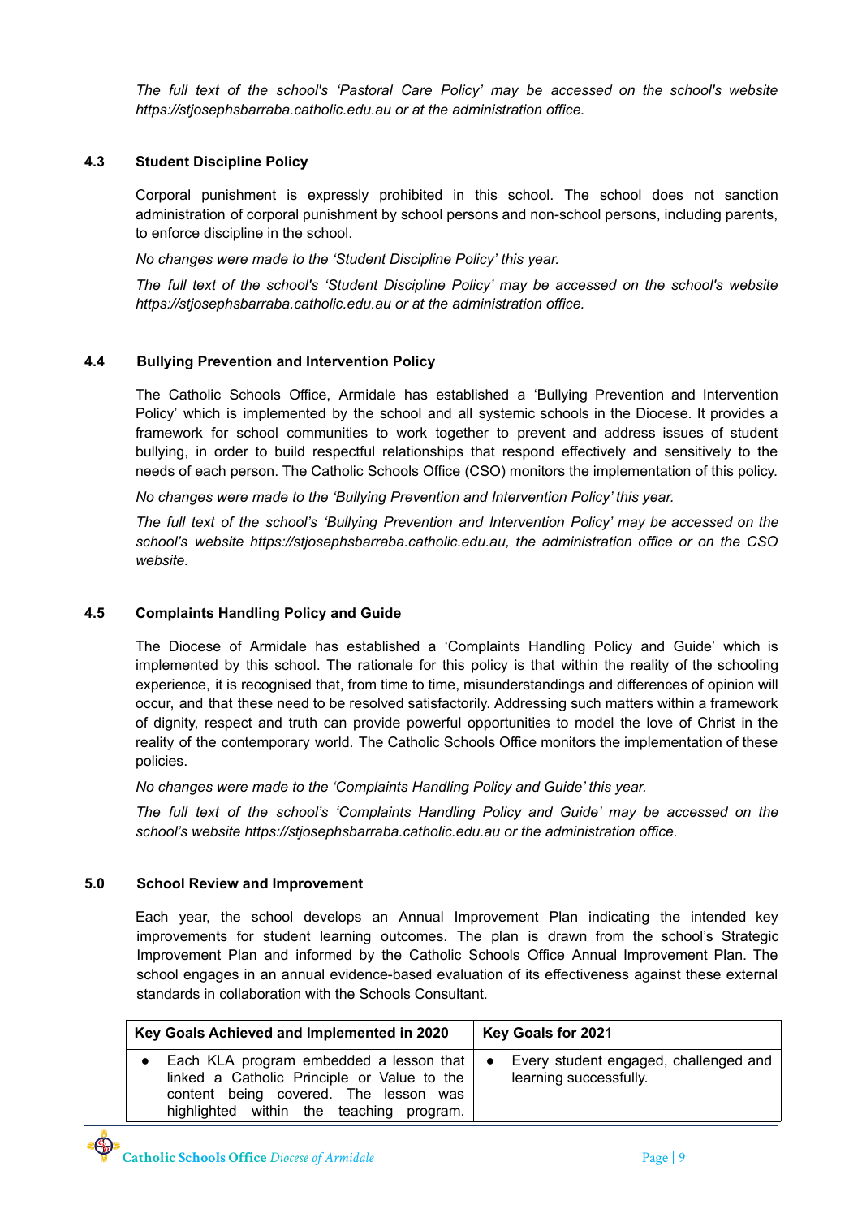*The full text of the school's 'Pastoral Care Policy' may be accessed on the school's website https://stjosephsbarraba.catholic.edu.au or at the administration office.*

### 4.3 Student Discipline Policy

Corporal punishment is expressly prohibited in this school. The school does not sanction administration of corporal punishment by school persons and non-school persons, including parents, to enforce discipline in the school.

*No changes were made to the 'Student Discipline Policy' this year.*

*The full text of the school's 'Student Discipline Policy' may be accessed on the school's website https://stjosephsbarraba.catholic.edu.au or at the administration office.*

### 4.4 Bullying Prevention and Intervention Policy

The Catholic Schools Office, Armidale has established a 'Bullying Prevention and Intervention Policy' which is implemented by the school and all systemic schools in the Diocese. It provides a framework for school communities to work together to prevent and address issues of student bullying, in order to build respectful relationships that respond effectively and sensitively to the needs of each person. The Catholic Schools Office (CSO) monitors the implementation of this policy.

*No changes were made to the 'Bullying Prevention and Intervention Policy' this year.*

*The full text of the school's 'Bullying Prevention and Intervention Policy' may be accessed on the school's website https://stjosephsbarraba.catholic.edu.au, the administration office or on the CSO website.*

### 4.5 Complaints Handling Policy and Guide

The Diocese of Armidale has established a 'Complaints Handling Policy and Guide' which is implemented by this school. The rationale for this policy is that within the reality of the schooling experience, it is recognised that, from time to time, misunderstandings and differences of opinion will occur, and that these need to be resolved satisfactorily. Addressing such matters within a framework of dignity, respect and truth can provide powerful opportunities to model the love of Christ in the reality of the contemporary world. The Catholic Schools Office monitors the implementation of these policies.

*No changes were made to the 'Complaints Handling Policy and Guide' this year.*

*The full text of the school's 'Complaints Handling Policy and Guide' may be accessed on the school's website https://stjosephsbarraba.catholic.edu.au or the administration office.*

## 5.0 School Review and Improvement

Each year, the school develops an Annual Improvement Plan indicating the intended key improvements for student learning outcomes. The plan is drawn from the school's Strategic Improvement Plan and informed by the Catholic Schools Office Annual Improvement Plan. The school engages in an annual evidence-based evaluation of its effectiveness against these external standards in collaboration with the Schools Consultant.

| Key Goals Achieved and Implemented in 2020 | Key Goals for 2021 |
|---|---|
| • Each KLA program embedded a lesson that linked a Catholic Principle or Value to the content being covered. The lesson was highlighted within the teaching program. | • Every student engaged, challenged and learning successfully. |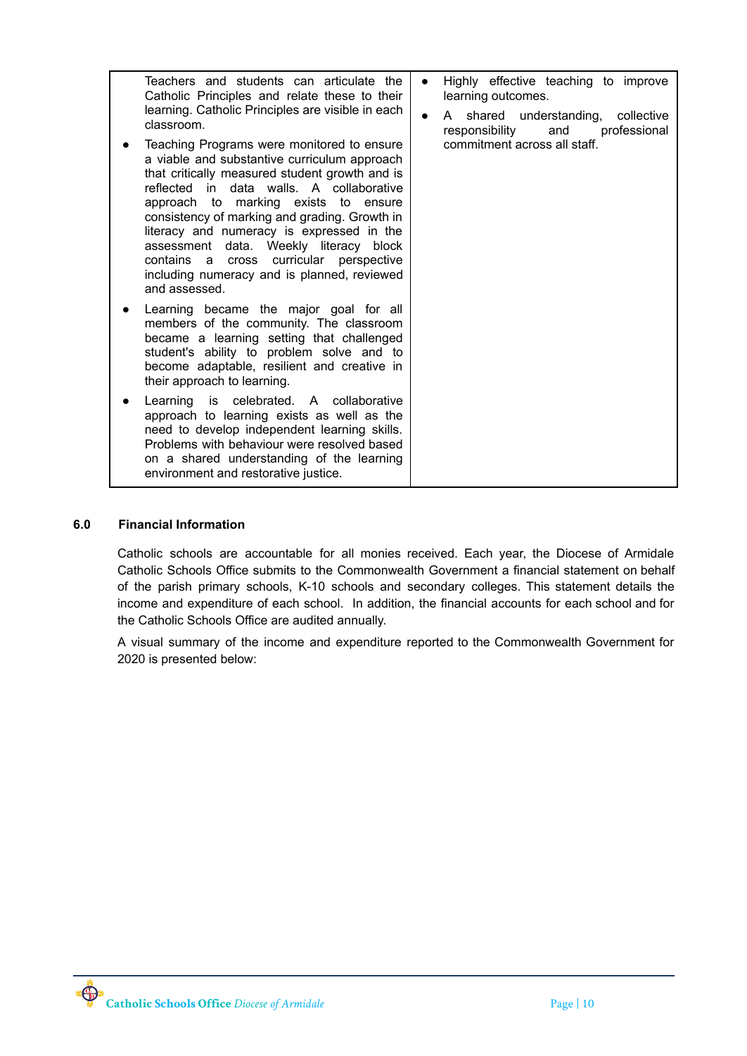| | |
|---|---|
| Teachers and students can articulate the Catholic Principles and relate these to their learning. Catholic Principles are visible in each classroom.<br>• Teaching Programs were monitored to ensure a viable and substantive curriculum approach that critically measured student growth and is reflected in data walls. A collaborative approach to marking exists to ensure consistency of marking and grading. Growth in literacy and numeracy is expressed in the assessment data. Weekly literacy block contains a cross curricular perspective including numeracy and is planned, reviewed and assessed.<br>• Learning became the major goal for all members of the community. The classroom became a learning setting that challenged student's ability to problem solve and to become adaptable, resilient and creative in their approach to learning.<br>• Learning is celebrated. A collaborative approach to learning exists as well as the need to develop independent learning skills. Problems with behaviour were resolved based on a shared understanding of the learning environment and restorative justice. | • Highly effective teaching to improve learning outcomes.<br>• A shared understanding, collective responsibility and professional commitment across all staff. |

## 6.0 Financial Information

Catholic schools are accountable for all monies received. Each year, the Diocese of Armidale Catholic Schools Office submits to the Commonwealth Government a financial statement on behalf of the parish primary schools, K-10 schools and secondary colleges. This statement details the income and expenditure of each school. In addition, the financial accounts for each school and for the Catholic Schools Office are audited annually.

A visual summary of the income and expenditure reported to the Commonwealth Government for 2020 is presented below: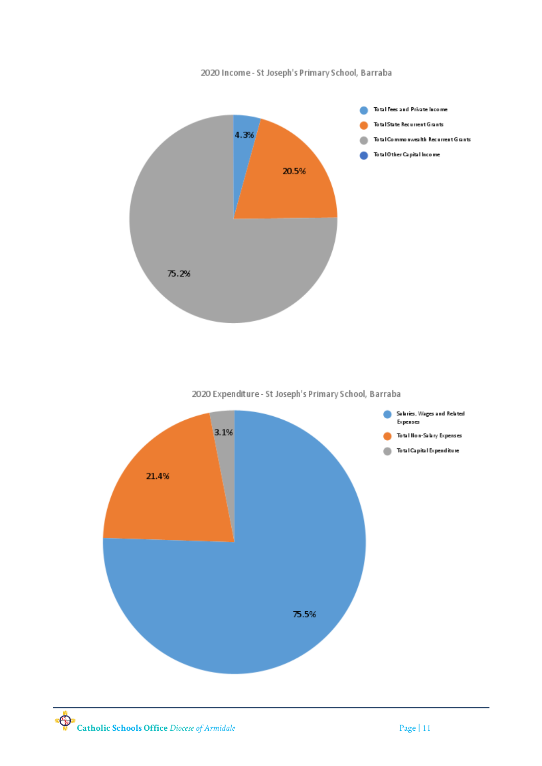2020 Income - St Joseph's Primary School, Barraba

Total Fees and Private Income
Total State Recurrent Grants
Total Commonwealth Recurrent Grants
Total Other Capital Income

4.3%
20.5%
75.2%

2020 Expenditure - St Joseph's Primary School, Barraba

Salaries, Wages and Related Expenses
Total Non-Salary Expenses
Total Capital Expenditure

3.1%
21.4%
75.5%